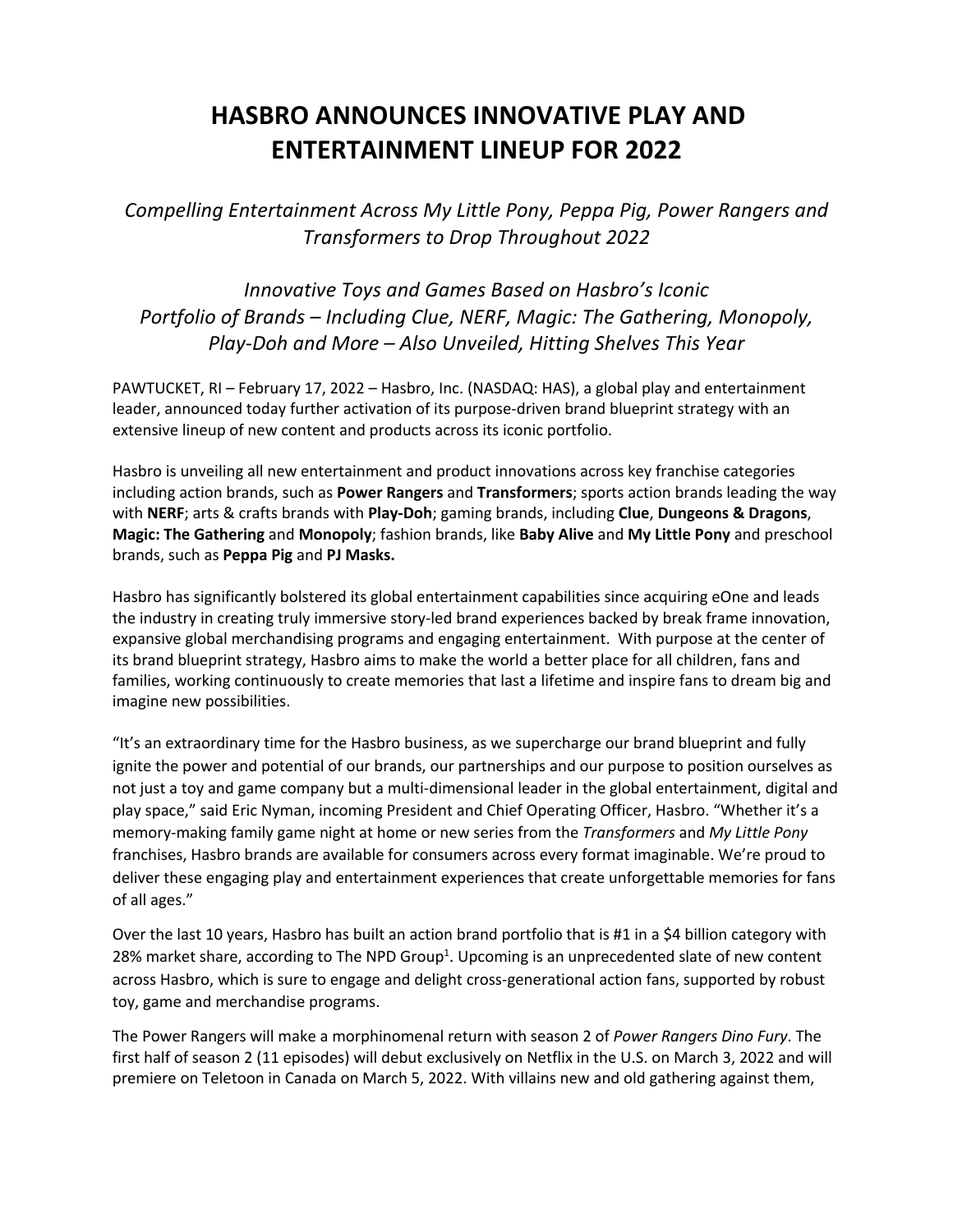# HASBRO ANNOUNCES INNOVATIVE PLAY AND ENTERTAINMENT LINEUP FOR 2022

*Compelling Entertainment Across My Little Pony, Peppa Pig, Power Rangers and Transformers to Drop Throughout 2022*

*Innovative Toys and Games Based on Hasbro's Iconic Portfolio of Brands – Including Clue, NERF, Magic: The Gathering, Monopoly, Play-Doh and More – Also Unveiled, Hitting Shelves This Year*

PAWTUCKET, RI – February 17, 2022 – Hasbro, Inc. (NASDAQ: HAS), a global play and entertainment leader, announced today further activation of its purpose-driven brand blueprint strategy with an extensive lineup of new content and products across its iconic portfolio.

Hasbro is unveiling all new entertainment and product innovations across key franchise categories including action brands, such as **Power Rangers** and **Transformers**; sports action brands leading the way with **NERF**; arts & crafts brands with **Play-Doh**; gaming brands, including **Clue**, **Dungeons & Dragons**, **Magic: The Gathering** and **Monopoly**; fashion brands, like **Baby Alive** and **My Little Pony** and preschool brands, such as **Peppa Pig** and **PJ Masks.**

Hasbro has significantly bolstered its global entertainment capabilities since acquiring eOne and leads the industry in creating truly immersive story-led brand experiences backed by break frame innovation, expansive global merchandising programs and engaging entertainment. With purpose at the center of its brand blueprint strategy, Hasbro aims to make the world a better place for all children, fans and families, working continuously to create memories that last a lifetime and inspire fans to dream big and imagine new possibilities.

"It's an extraordinary time for the Hasbro business, as we supercharge our brand blueprint and fully ignite the power and potential of our brands, our partnerships and our purpose to position ourselves as not just a toy and game company but a multi-dimensional leader in the global entertainment, digital and play space," said Eric Nyman, incoming President and Chief Operating Officer, Hasbro. "Whether it's a memory-making family game night at home or new series from the *Transformers* and *My Little Pony* franchises, Hasbro brands are available for consumers across every format imaginable. We're proud to deliver these engaging play and entertainment experiences that create unforgettable memories for fans of all ages."

Over the last 10 years, Hasbro has built an action brand portfolio that is #1 in a $4 billion category with 28% market share, according to The NPD Group[1]. Upcoming is an unprecedented slate of new content across Hasbro, which is sure to engage and delight cross-generational action fans, supported by robust toy, game and merchandise programs.

The Power Rangers will make a morphinomenal return with season 2 of *Power Rangers Dino Fury*. The first half of season 2 (11 episodes) will debut exclusively on Netflix in the U.S. on March 3, 2022 and will premiere on Teletoon in Canada on March 5, 2022. With villains new and old gathering against them,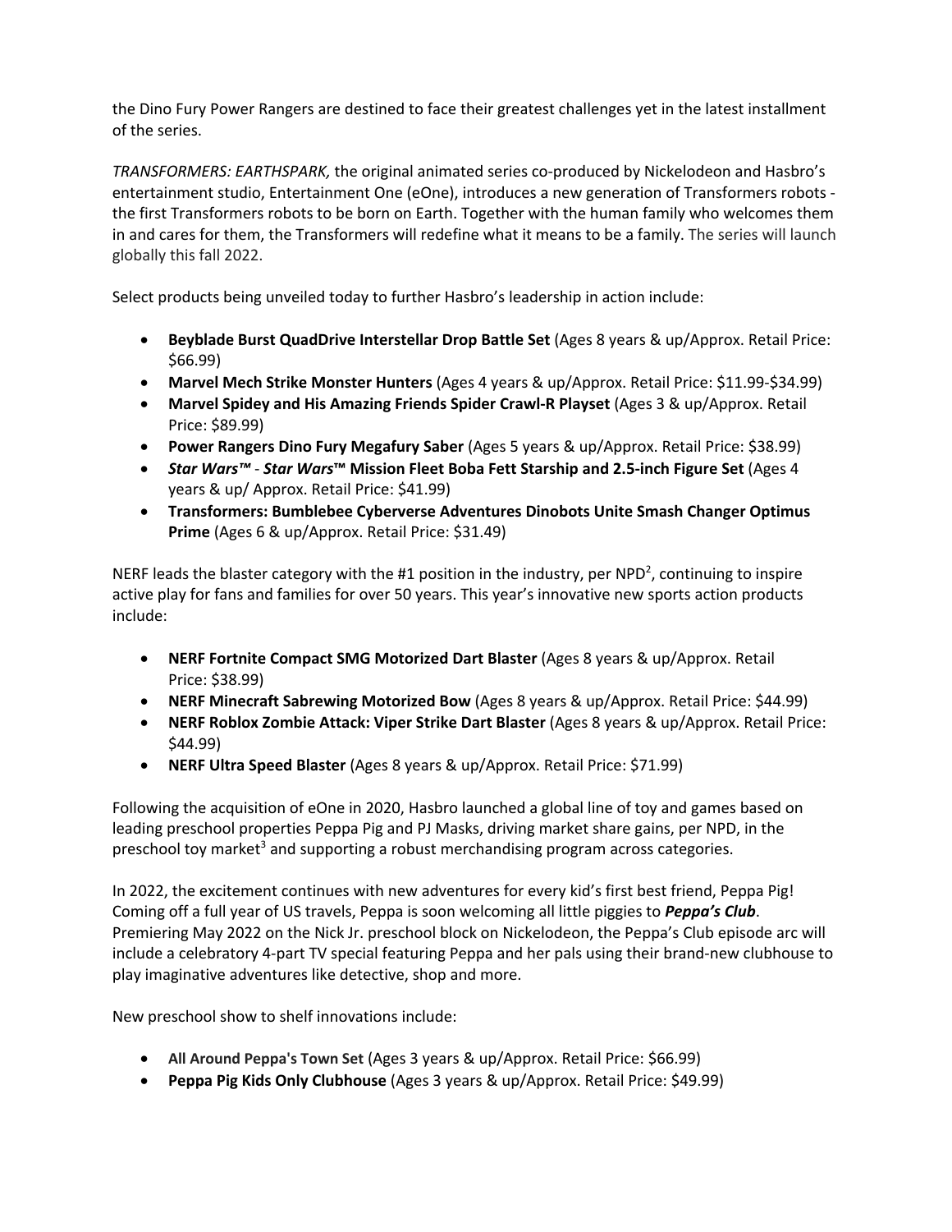the Dino Fury Power Rangers are destined to face their greatest challenges yet in the latest installment of the series.

*TRANSFORMERS: EARTHSPARK,* the original animated series co-produced by Nickelodeon and Hasbro's entertainment studio, Entertainment One (eOne), introduces a new generation of Transformers robots - the first Transformers robots to be born on Earth. Together with the human family who welcomes them in and cares for them, the Transformers will redefine what it means to be a family. The series will launch globally this fall 2022.

Select products being unveiled today to further Hasbro's leadership in action include:

- **Beyblade Burst QuadDrive Interstellar Drop Battle Set** (Ages 8 years & up/Approx. Retail Price: $66.99)
- **Marvel Mech Strike Monster Hunters** (Ages 4 years & up/Approx. Retail Price: $11.99-$34.99)
- **Marvel Spidey and His Amazing Friends Spider Crawl-R Playset** (Ages 3 & up/Approx. Retail Price: $89.99)
- **Power Rangers Dino Fury Megafury Saber** (Ages 5 years & up/Approx. Retail Price: $38.99)
- ***Star Wars™* - *Star Wars*™ Mission Fleet Boba Fett Starship and 2.5-inch Figure Set** (Ages 4 years & up/ Approx. Retail Price: $41.99)
- **Transformers: Bumblebee Cyberverse Adventures Dinobots Unite Smash Changer Optimus Prime** (Ages 6 & up/Approx. Retail Price: $31.49)

NERF leads the blaster category with the #1 position in the industry, per NPD[2], continuing to inspire active play for fans and families for over 50 years. This year's innovative new sports action products include:

- **NERF Fortnite Compact SMG Motorized Dart Blaster** (Ages 8 years & up/Approx. Retail Price: $38.99)
- **NERF Minecraft Sabrewing Motorized Bow** (Ages 8 years & up/Approx. Retail Price: $44.99)
- **NERF Roblox Zombie Attack: Viper Strike Dart Blaster** (Ages 8 years & up/Approx. Retail Price: $44.99)
- **NERF Ultra Speed Blaster** (Ages 8 years & up/Approx. Retail Price: $71.99)

Following the acquisition of eOne in 2020, Hasbro launched a global line of toy and games based on leading preschool properties Peppa Pig and PJ Masks, driving market share gains, per NPD, in the preschool toy market[3] and supporting a robust merchandising program across categories.

In 2022, the excitement continues with new adventures for every kid's first best friend, Peppa Pig! Coming off a full year of US travels, Peppa is soon welcoming all little piggies to ***Peppa's Club***. Premiering May 2022 on the Nick Jr. preschool block on Nickelodeon, the Peppa's Club episode arc will include a celebratory 4-part TV special featuring Peppa and her pals using their brand-new clubhouse to play imaginative adventures like detective, shop and more.

New preschool show to shelf innovations include:

- **All Around Peppa's Town Set** (Ages 3 years & up/Approx. Retail Price: $66.99)
- **Peppa Pig Kids Only Clubhouse** (Ages 3 years & up/Approx. Retail Price: $49.99)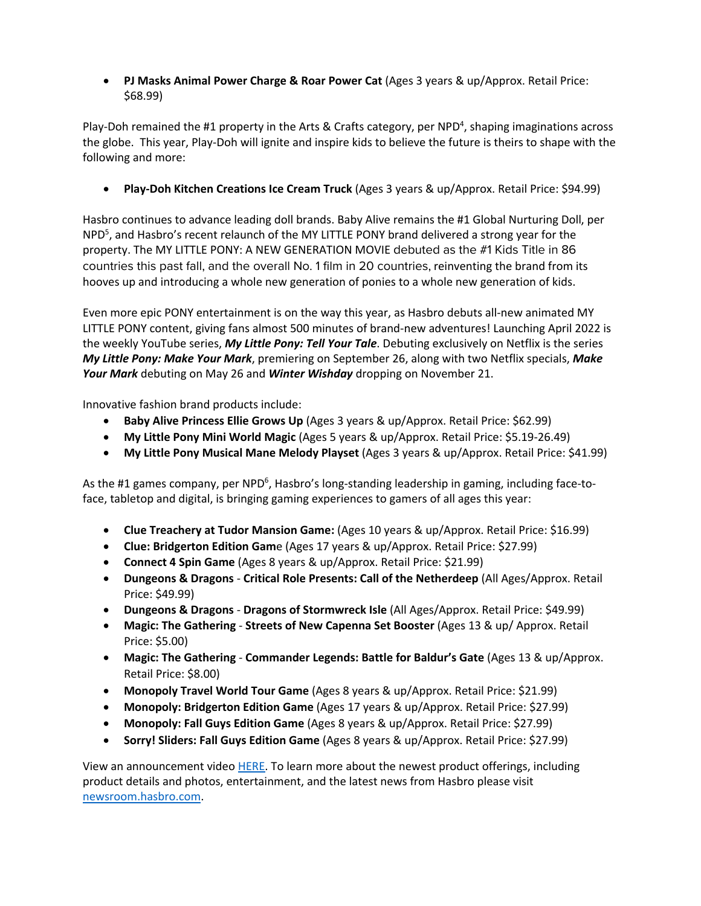- **PJ Masks Animal Power Charge & Roar Power Cat** (Ages 3 years & up/Approx. Retail Price: $68.99)

Play-Doh remained the #1 property in the Arts & Crafts category, per NPD[4], shaping imaginations across the globe. This year, Play-Doh will ignite and inspire kids to believe the future is theirs to shape with the following and more:

- **Play-Doh Kitchen Creations Ice Cream Truck** (Ages 3 years & up/Approx. Retail Price: $94.99)

Hasbro continues to advance leading doll brands. Baby Alive remains the #1 Global Nurturing Doll, per NPD[5], and Hasbro's recent relaunch of the MY LITTLE PONY brand delivered a strong year for the property. The MY LITTLE PONY: A NEW GENERATION MOVIE debuted as the #1 Kids Title in 86 countries this past fall, and the overall No. 1 film in 20 countries, reinventing the brand from its hooves up and introducing a whole new generation of ponies to a whole new generation of kids.

Even more epic PONY entertainment is on the way this year, as Hasbro debuts all-new animated MY LITTLE PONY content, giving fans almost 500 minutes of brand-new adventures! Launching April 2022 is the weekly YouTube series, ***My Little Pony: Tell Your Tale***. Debuting exclusively on Netflix is the series ***My Little Pony: Make Your Mark***, premiering on September 26, along with two Netflix specials, ***Make Your Mark*** debuting on May 26 and ***Winter Wishday*** dropping on November 21.

Innovative fashion brand products include:

- **Baby Alive Princess Ellie Grows Up** (Ages 3 years & up/Approx. Retail Price: $62.99)
- **My Little Pony Mini World Magic** (Ages 5 years & up/Approx. Retail Price: $5.19-26.49)
- **My Little Pony Musical Mane Melody Playset** (Ages 3 years & up/Approx. Retail Price: $41.99)

As the #1 games company, per NPD[6], Hasbro's long-standing leadership in gaming, including face-to-face, tabletop and digital, is bringing gaming experiences to gamers of all ages this year:

- **Clue Treachery at Tudor Mansion Game:** (Ages 10 years & up/Approx. Retail Price: $16.99)
- **Clue: Bridgerton Edition Gam**e (Ages 17 years & up/Approx. Retail Price: $27.99)
- **Connect 4 Spin Game** (Ages 8 years & up/Approx. Retail Price: $21.99)
- **Dungeons & Dragons** - **Critical Role Presents: Call of the Netherdeep** (All Ages/Approx. Retail Price: $49.99)
- **Dungeons & Dragons** - **Dragons of Stormwreck Isle** (All Ages/Approx. Retail Price: $49.99)
- **Magic: The Gathering** - **Streets of New Capenna Set Booster** (Ages 13 & up/ Approx. Retail Price: $5.00)
- **Magic: The Gathering** - **Commander Legends: Battle for Baldur's Gate** (Ages 13 & up/Approx. Retail Price: $8.00)
- **Monopoly Travel World Tour Game** (Ages 8 years & up/Approx. Retail Price: $21.99)
- **Monopoly: Bridgerton Edition Game** (Ages 17 years & up/Approx. Retail Price: $27.99)
- **Monopoly: Fall Guys Edition Game** (Ages 8 years & up/Approx. Retail Price: $27.99)
- **Sorry! Sliders: Fall Guys Edition Game** (Ages 8 years & up/Approx. Retail Price: $27.99)

View an announcement video HERE. To learn more about the newest product offerings, including product details and photos, entertainment, and the latest news from Hasbro please visit newsroom.hasbro.com.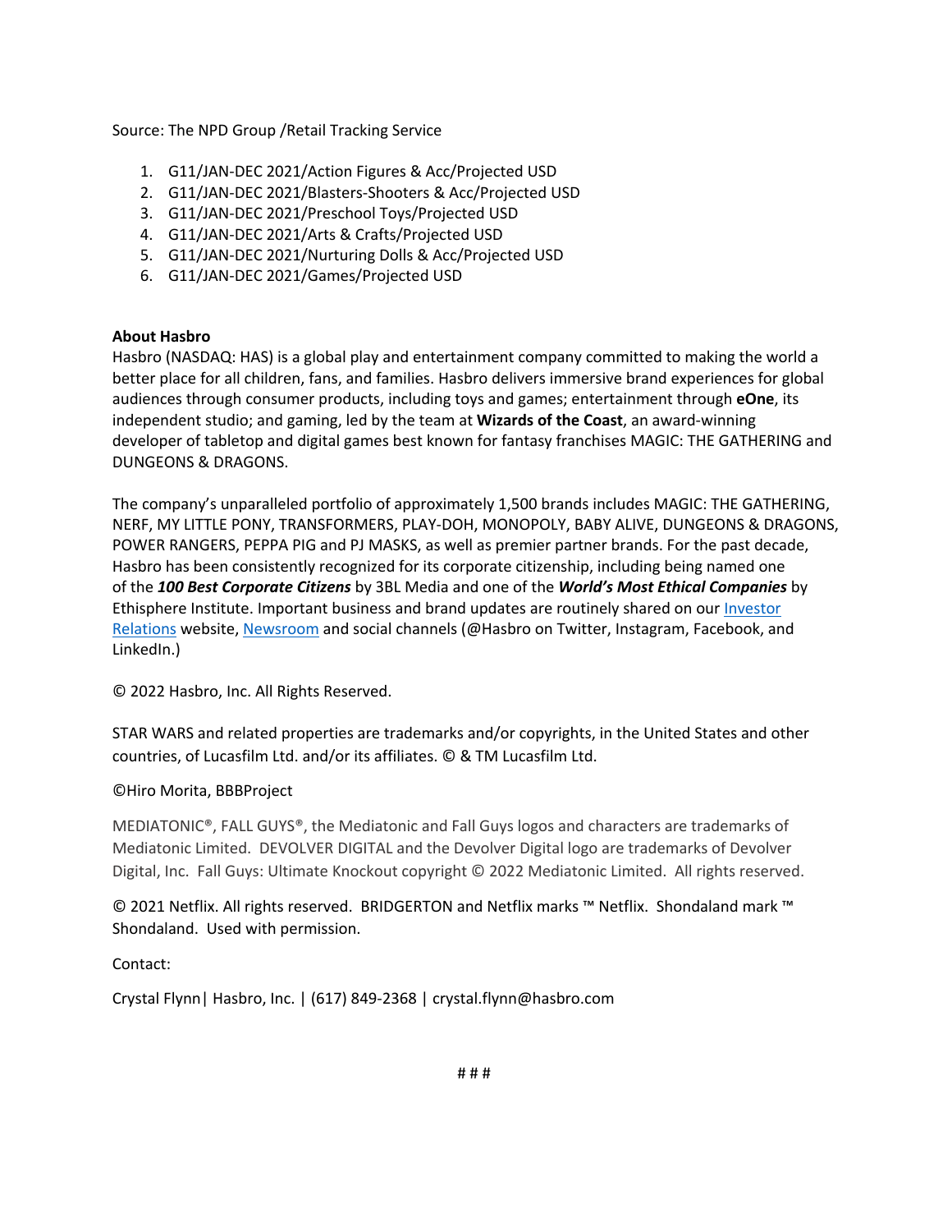Source: The NPD Group /Retail Tracking Service

1. G11/JAN-DEC 2021/Action Figures & Acc/Projected USD
2. G11/JAN-DEC 2021/Blasters-Shooters & Acc/Projected USD
3. G11/JAN-DEC 2021/Preschool Toys/Projected USD
4. G11/JAN-DEC 2021/Arts & Crafts/Projected USD
5. G11/JAN-DEC 2021/Nurturing Dolls & Acc/Projected USD
6. G11/JAN-DEC 2021/Games/Projected USD

**About Hasbro**

Hasbro (NASDAQ: HAS) is a global play and entertainment company committed to making the world a better place for all children, fans, and families. Hasbro delivers immersive brand experiences for global audiences through consumer products, including toys and games; entertainment through **eOne**, its independent studio; and gaming, led by the team at **Wizards of the Coast**, an award-winning developer of tabletop and digital games best known for fantasy franchises MAGIC: THE GATHERING and DUNGEONS & DRAGONS.

The company's unparalleled portfolio of approximately 1,500 brands includes MAGIC: THE GATHERING, NERF, MY LITTLE PONY, TRANSFORMERS, PLAY-DOH, MONOPOLY, BABY ALIVE, DUNGEONS & DRAGONS, POWER RANGERS, PEPPA PIG and PJ MASKS, as well as premier partner brands. For the past decade, Hasbro has been consistently recognized for its corporate citizenship, including being named one of the ***100 Best Corporate Citizens*** by 3BL Media and one of the ***World's Most Ethical Companies*** by Ethisphere Institute. Important business and brand updates are routinely shared on our Investor Relations website, Newsroom and social channels (@Hasbro on Twitter, Instagram, Facebook, and LinkedIn.)

© 2022 Hasbro, Inc. All Rights Reserved.

STAR WARS and related properties are trademarks and/or copyrights, in the United States and other countries, of Lucasfilm Ltd. and/or its affiliates. © & TM Lucasfilm Ltd.

©Hiro Morita, BBBProject

MEDIATONIC®, FALL GUYS®, the Mediatonic and Fall Guys logos and characters are trademarks of Mediatonic Limited. DEVOLVER DIGITAL and the Devolver Digital logo are trademarks of Devolver Digital, Inc. Fall Guys: Ultimate Knockout copyright © 2022 Mediatonic Limited. All rights reserved.

© 2021 Netflix. All rights reserved. BRIDGERTON and Netflix marks ™ Netflix. Shondaland mark ™ Shondaland. Used with permission.

Contact:

Crystal Flynn| Hasbro, Inc. | (617) 849-2368 | crystal.flynn@hasbro.com

# # #